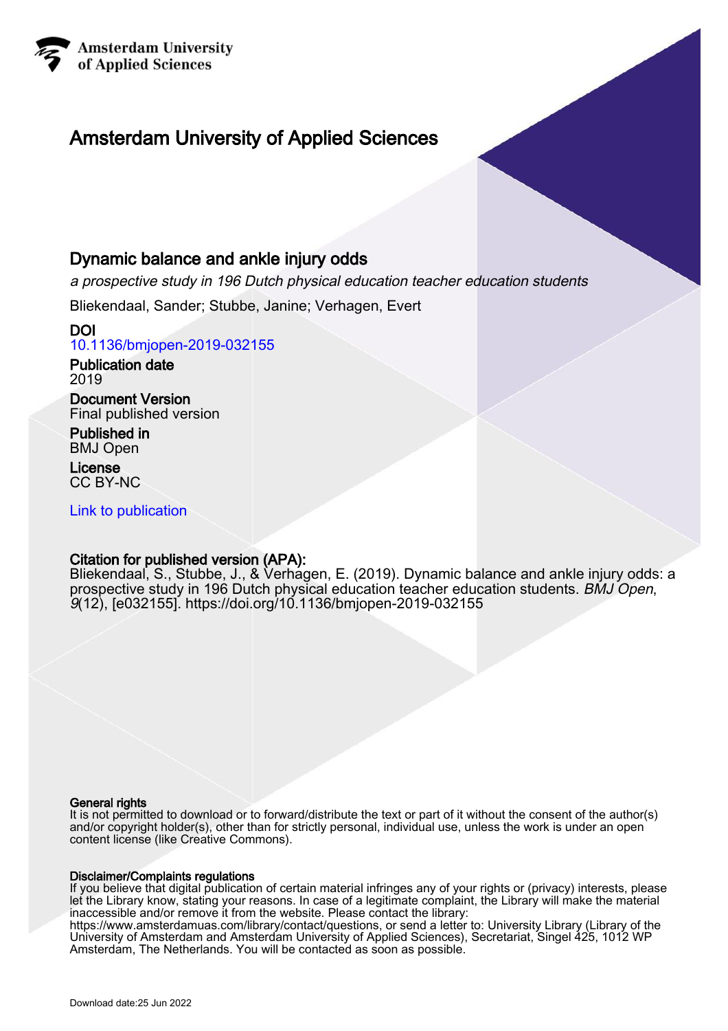Amsterdam University of Applied Sciences

# Amsterdam University of Applied Sciences

## Dynamic balance and ankle injury odds

*a prospective study in 196 Dutch physical education teacher education students*

Bliekendaal, Sander; Stubbe, Janine; Verhagen, Evert

**DOI**
10.1136/bmjopen-2019-032155

**Publication date**
2019

**Document Version**
Final published version

**Published in**
BMJ Open

**License**
CC BY-NC

Link to publication

**Citation for published version (APA):**
Bliekendaal, S., Stubbe, J., & Verhagen, E. (2019). Dynamic balance and ankle injury odds: a prospective study in 196 Dutch physical education teacher education students. *BMJ Open*, *9*(12), [e032155]. https://doi.org/10.1136/bmjopen-2019-032155

**General rights**
It is not permitted to download or to forward/distribute the text or part of it without the consent of the author(s) and/or copyright holder(s), other than for strictly personal, individual use, unless the work is under an open content license (like Creative Commons).

**Disclaimer/Complaints regulations**
If you believe that digital publication of certain material infringes any of your rights or (privacy) interests, please let the Library know, stating your reasons. In case of a legitimate complaint, the Library will make the material inaccessible and/or remove it from the website. Please contact the library: https://www.amsterdamuas.com/library/contact/questions, or send a letter to: University Library (Library of the University of Amsterdam and Amsterdam University of Applied Sciences), Secretariat, Singel 425, 1012 WP Amsterdam, The Netherlands. You will be contacted as soon as possible.

Download date:25 Jun 2022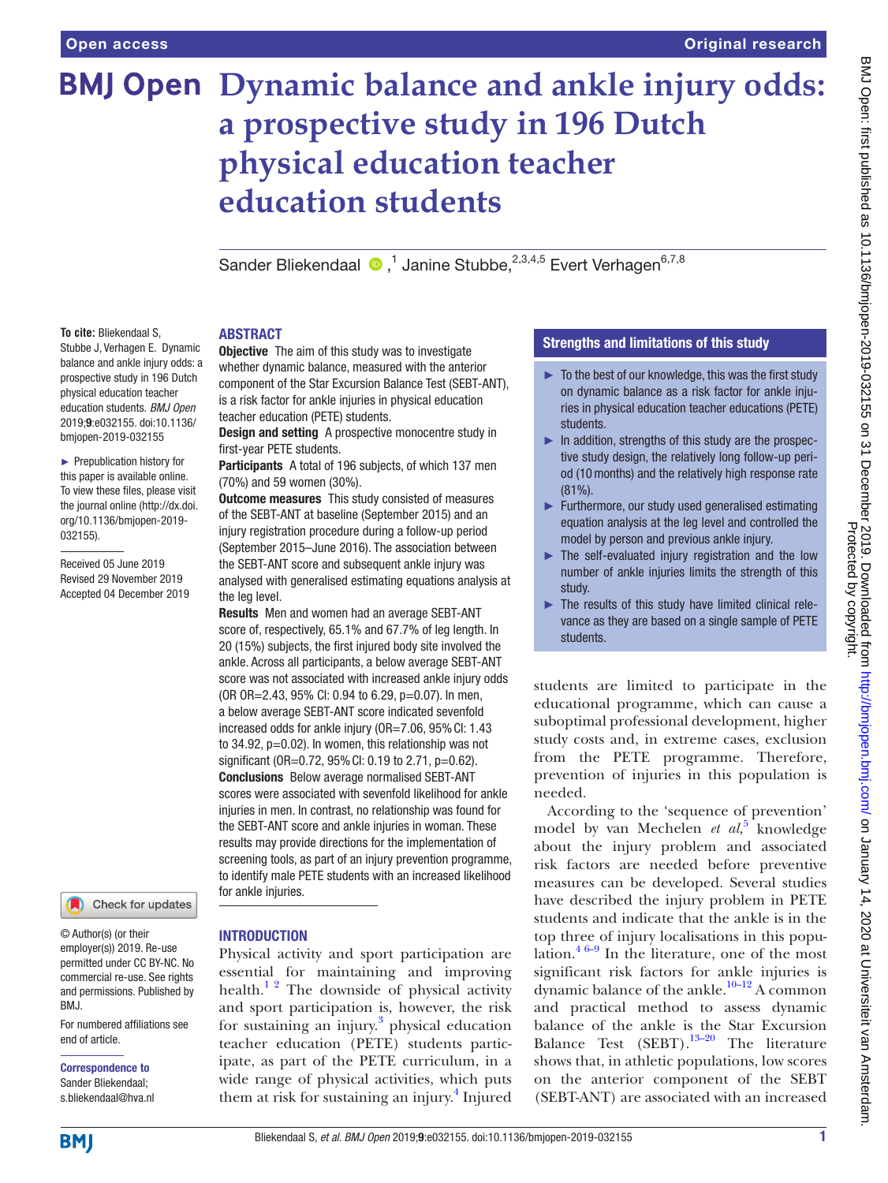# Dynamic balance and ankle injury odds: a prospective study in 196 Dutch physical education teacher education students

Sander Bliekendaal ,[1] Janine Stubbe,[2,3,4,5] Evert Verhagen[6,7,8]

**To cite:** Bliekendaal S, Stubbe J, Verhagen E. Dynamic balance and ankle injury odds: a prospective study in 196 Dutch physical education teacher education students. *BMJ Open* 2019;**9**:e032155. doi:10.1136/bmjopen-2019-032155

► Prepublication history for this paper is available online. To view these files, please visit the journal online (http://dx.doi.org/10.1136/bmjopen-2019-032155).

Received 05 June 2019
Revised 29 November 2019
Accepted 04 December 2019

© Author(s) (or their employer(s)) 2019. Re-use permitted under CC BY-NC. No commercial re-use. See rights and permissions. Published by BMJ.

For numbered affiliations see end of article.

**Correspondence to**
Sander Bliekendaal;
s.bliekendaal@hva.nl

## ABSTRACT

**Objective** The aim of this study was to investigate whether dynamic balance, measured with the anterior component of the Star Excursion Balance Test (SEBT-ANT), is a risk factor for ankle injuries in physical education teacher education (PETE) students.

**Design and setting** A prospective monocentre study in first-year PETE students.

**Participants** A total of 196 subjects, of which 137 men (70%) and 59 women (30%).

**Outcome measures** This study consisted of measures of the SEBT-ANT at baseline (September 2015) and an injury registration procedure during a follow-up period (September 2015–June 2016). The association between the SEBT-ANT score and subsequent ankle injury was analysed with generalised estimating equations analysis at the leg level.

**Results** Men and women had an average SEBT-ANT score of, respectively, 65.1% and 67.7% of leg length. In 20 (15%) subjects, the first injured body site involved the ankle. Across all participants, a below average SEBT-ANT score was not associated with increased ankle injury odds (OR OR=2.43, 95% CI: 0.94 to 6.29, p=0.07). In men, a below average SEBT-ANT score indicated sevenfold increased odds for ankle injury (OR=7.06, 95% CI: 1.43 to 34.92, p=0.02). In women, this relationship was not significant (OR=0.72, 95% CI: 0.19 to 2.71, p=0.62).

**Conclusions** Below average normalised SEBT-ANT scores were associated with sevenfold likelihood for ankle injuries in men. In contrast, no relationship was found for the SEBT-ANT score and ankle injuries in woman. These results may provide directions for the implementation of screening tools, as part of an injury prevention programme, to identify male PETE students with an increased likelihood for ankle injuries.

## Strengths and limitations of this study

- ► To the best of our knowledge, this was the first study on dynamic balance as a risk factor for ankle injuries in physical education teacher educations (PETE) students.
- ► In addition, strengths of this study are the prospective study design, the relatively long follow-up period (10 months) and the relatively high response rate (81%).
- ► Furthermore, our study used generalised estimating equation analysis at the leg level and controlled the model by person and previous ankle injury.
- ► The self-evaluated injury registration and the low number of ankle injuries limits the strength of this study.
- ► The results of this study have limited clinical relevance as they are based on a single sample of PETE students.

## INTRODUCTION

Physical activity and sport participation are essential for maintaining and improving health.[1,2] The downside of physical activity and sport participation is, however, the risk for sustaining an injury.[3] physical education teacher education (PETE) students participate, as part of the PETE curriculum, in a wide range of physical activities, which puts them at risk for sustaining an injury.[4] Injured students are limited to participate in the educational programme, which can cause a suboptimal professional development, higher study costs and, in extreme cases, exclusion from the PETE programme. Therefore, prevention of injuries in this population is needed.

According to the 'sequence of prevention' model by van Mechelen *et al*,[5] knowledge about the injury problem and associated risk factors are needed before preventive measures can be developed. Several studies have described the injury problem in PETE students and indicate that the ankle is in the top three of injury localisations in this population.[4,6–9] In the literature, one of the most significant risk factors for ankle injuries is dynamic balance of the ankle.[10–12] A common and practical method to assess dynamic balance of the ankle is the Star Excursion Balance Test (SEBT).[13–20] The literature shows that, in athletic populations, low scores on the anterior component of the SEBT (SEBT-ANT) are associated with an increased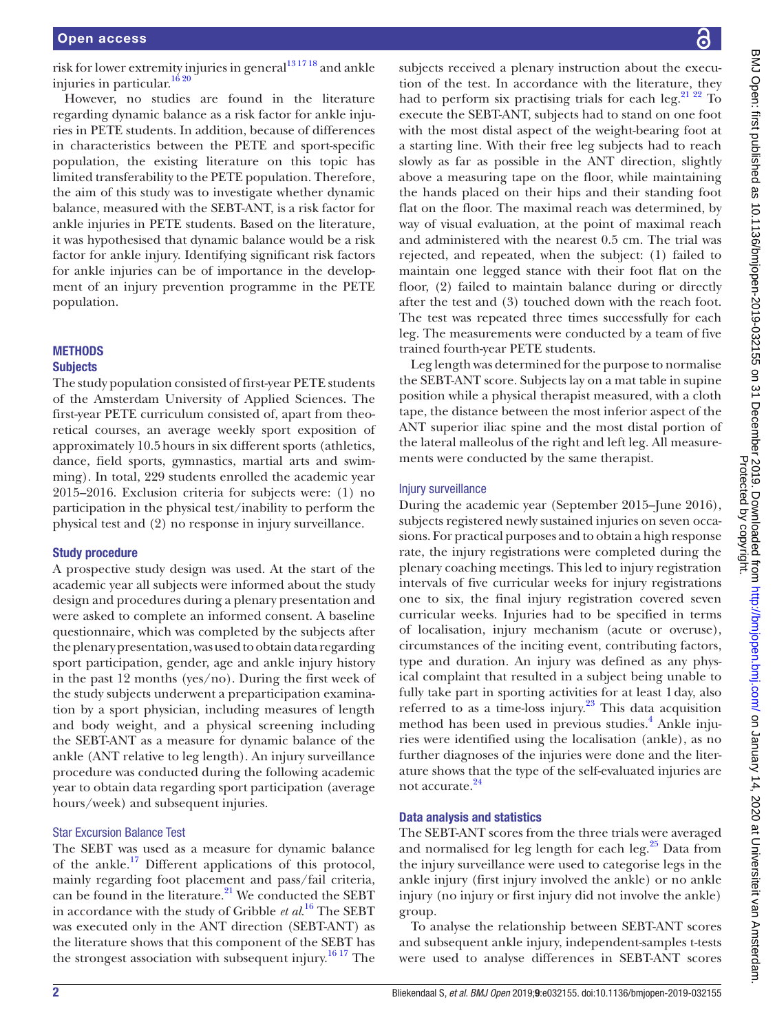risk for lower extremity injuries in general[13 17 18] and ankle injuries in particular.[16 20]

However, no studies are found in the literature regarding dynamic balance as a risk factor for ankle injuries in PETE students. In addition, because of differences in characteristics between the PETE and sport-specific population, the existing literature on this topic has limited transferability to the PETE population. Therefore, the aim of this study was to investigate whether dynamic balance, measured with the SEBT-ANT, is a risk factor for ankle injuries in PETE students. Based on the literature, it was hypothesised that dynamic balance would be a risk factor for ankle injury. Identifying significant risk factors for ankle injuries can be of importance in the development of an injury prevention programme in the PETE population.

## METHODS

### Subjects

The study population consisted of first-year PETE students of the Amsterdam University of Applied Sciences. The first-year PETE curriculum consisted of, apart from theoretical courses, an average weekly sport exposition of approximately 10.5 hours in six different sports (athletics, dance, field sports, gymnastics, martial arts and swimming). In total, 229 students enrolled the academic year 2015–2016. Exclusion criteria for subjects were: (1) no participation in the physical test/inability to perform the physical test and (2) no response in injury surveillance.

### Study procedure

A prospective study design was used. At the start of the academic year all subjects were informed about the study design and procedures during a plenary presentation and were asked to complete an informed consent. A baseline questionnaire, which was completed by the subjects after the plenary presentation, was used to obtain data regarding sport participation, gender, age and ankle injury history in the past 12 months (yes/no). During the first week of the study subjects underwent a preparticipation examination by a sport physician, including measures of length and body weight, and a physical screening including the SEBT-ANT as a measure for dynamic balance of the ankle (ANT relative to leg length). An injury surveillance procedure was conducted during the following academic year to obtain data regarding sport participation (average hours/week) and subsequent injuries.

#### Star Excursion Balance Test

The SEBT was used as a measure for dynamic balance of the ankle.[17] Different applications of this protocol, mainly regarding foot placement and pass/fail criteria, can be found in the literature.[21] We conducted the SEBT in accordance with the study of Gribble *et al*.[16] The SEBT was executed only in the ANT direction (SEBT-ANT) as the literature shows that this component of the SEBT has the strongest association with subsequent injury.[16 17] The subjects received a plenary instruction about the execution of the test. In accordance with the literature, they had to perform six practising trials for each leg.[21 22] To execute the SEBT-ANT, subjects had to stand on one foot with the most distal aspect of the weight-bearing foot at a starting line. With their free leg subjects had to reach slowly as far as possible in the ANT direction, slightly above a measuring tape on the floor, while maintaining the hands placed on their hips and their standing foot flat on the floor. The maximal reach was determined, by way of visual evaluation, at the point of maximal reach and administered with the nearest 0.5 cm. The trial was rejected, and repeated, when the subject: (1) failed to maintain one legged stance with their foot flat on the floor, (2) failed to maintain balance during or directly after the test and (3) touched down with the reach foot. The test was repeated three times successfully for each leg. The measurements were conducted by a team of five trained fourth-year PETE students.

Leg length was determined for the purpose to normalise the SEBT-ANT score. Subjects lay on a mat table in supine position while a physical therapist measured, with a cloth tape, the distance between the most inferior aspect of the ANT superior iliac spine and the most distal portion of the lateral malleolus of the right and left leg. All measurements were conducted by the same therapist.

#### Injury surveillance

During the academic year (September 2015–June 2016), subjects registered newly sustained injuries on seven occasions. For practical purposes and to obtain a high response rate, the injury registrations were completed during the plenary coaching meetings. This led to injury registration intervals of five curricular weeks for injury registrations one to six, the final injury registration covered seven curricular weeks. Injuries had to be specified in terms of localisation, injury mechanism (acute or overuse), circumstances of the inciting event, contributing factors, type and duration. An injury was defined as any physical complaint that resulted in a subject being unable to fully take part in sporting activities for at least 1 day, also referred to as a time-loss injury.[23] This data acquisition method has been used in previous studies.[4] Ankle injuries were identified using the localisation (ankle), as no further diagnoses of the injuries were done and the literature shows that the type of the self-evaluated injuries are not accurate.[24]

### Data analysis and statistics

The SEBT-ANT scores from the three trials were averaged and normalised for leg length for each leg.[25] Data from the injury surveillance were used to categorise legs in the ankle injury (first injury involved the ankle) or no ankle injury (no injury or first injury did not involve the ankle) group.

To analyse the relationship between SEBT-ANT scores and subsequent ankle injury, independent-samples t-tests were used to analyse differences in SEBT-ANT scores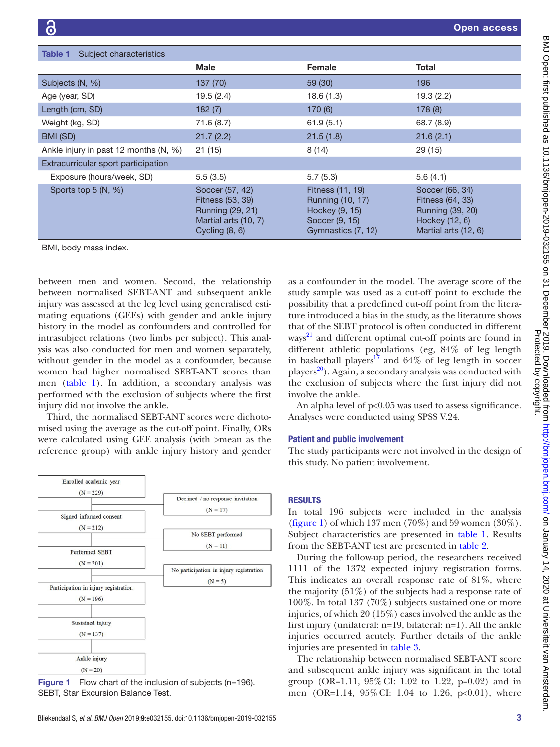**Table 1** Subject characteristics

| | Male | Female | Total |
|---|---|---|---|
| Subjects (N, %) | 137 (70) | 59 (30) | 196 |
| Age (year, SD) | 19.5 (2.4) | 18.6 (1.3) | 19.3 (2.2) |
| Length (cm, SD) | 182 (7) | 170 (6) | 178 (8) |
| Weight (kg, SD) | 71.6 (8.7) | 61.9 (5.1) | 68.7 (8.9) |
| BMI (SD) | 21.7 (2.2) | 21.5 (1.8) | 21.6 (2.1) |
| Ankle injury in past 12 months (N, %) | 21 (15) | 8 (14) | 29 (15) |
| Extracurricular sport participation | | | |
| Exposure (hours/week, SD) | 5.5 (3.5) | 5.7 (5.3) | 5.6 (4.1) |
| Sports top 5 (N, %) | Soccer (57, 42)<br>Fitness (53, 39)<br>Running (29, 21)<br>Martial arts (10, 7)<br>Cycling (8, 6) | Fitness (11, 19)<br>Running (10, 17)<br>Hockey (9, 15)<br>Soccer (9, 15)<br>Gymnastics (7, 12) | Soccer (66, 34)<br>Fitness (64, 33)<br>Running (39, 20)<br>Hockey (12, 6)<br>Martial arts (12, 6) |

BMI, body mass index.

between men and women. Second, the relationship between normalised SEBT-ANT and subsequent ankle injury was assessed at the leg level using generalised estimating equations (GEEs) with gender and ankle injury history in the model as confounders and controlled for intrasubject relations (two limbs per subject). This analysis was also conducted for men and women separately, without gender in the model as a confounder, because women had higher normalised SEBT-ANT scores than men (table 1). In addition, a secondary analysis was performed with the exclusion of subjects where the first injury did not involve the ankle.

Third, the normalised SEBT-ANT scores were dichotomised using the average as the cut-off point. Finally, ORs were calculated using GEE analysis (with >mean as the reference group) with ankle injury history and gender as a confounder in the model. The average score of the study sample was used as a cut-off point to exclude the possibility that a predefined cut-off point from the literature introduced a bias in the study, as the literature shows that of the SEBT protocol is often conducted in different ways[21] and different optimal cut-off points are found in different athletic populations (eg, 84% of leg length in basketball players[17] and 64% of leg length in soccer players[20]). Again, a secondary analysis was conducted with the exclusion of subjects where the first injury did not involve the ankle.

An alpha level of p<0.05 was used to assess significance. Analyses were conducted using SPSS V.24.

### Patient and public involvement

The study participants were not involved in the design of this study. No patient involvement.

| | |
|---|---|
| Enrolled academic year (N = 229) | |
| | Declined / no response invitation (N = 17) |
| Signed informed consent (N = 212) | |
| | No SEBT performed (N = 11) |
| Performed SEBT (N = 201) | |
| | No participation in injury registration (N = 5) |
| Participation in injury registration (N = 196) | |
| Sustained injury (N = 137) | |
| Ankle injury (N = 20) | |

**Figure 1** Flow chart of the inclusion of subjects (n=196). SEBT, Star Excursion Balance Test.

## RESULTS

In total 196 subjects were included in the analysis (figure 1) of which 137 men (70%) and 59 women (30%). Subject characteristics are presented in table 1. Results from the SEBT-ANT test are presented in table 2.

During the follow-up period, the researchers received 1111 of the 1372 expected injury registration forms. This indicates an overall response rate of 81%, where the majority (51%) of the subjects had a response rate of 100%. In total 137 (70%) subjects sustained one or more injuries, of which 20 (15%) cases involved the ankle as the first injury (unilateral: n=19, bilateral: n=1). All the ankle injuries occurred acutely. Further details of the ankle injuries are presented in table 3.

The relationship between normalised SEBT-ANT score and subsequent ankle injury was significant in the total group (OR=1.11, 95% CI: 1.02 to 1.22, p=0.02) and in men (OR=1.14, 95% CI: 1.04 to 1.26, p<0.01), where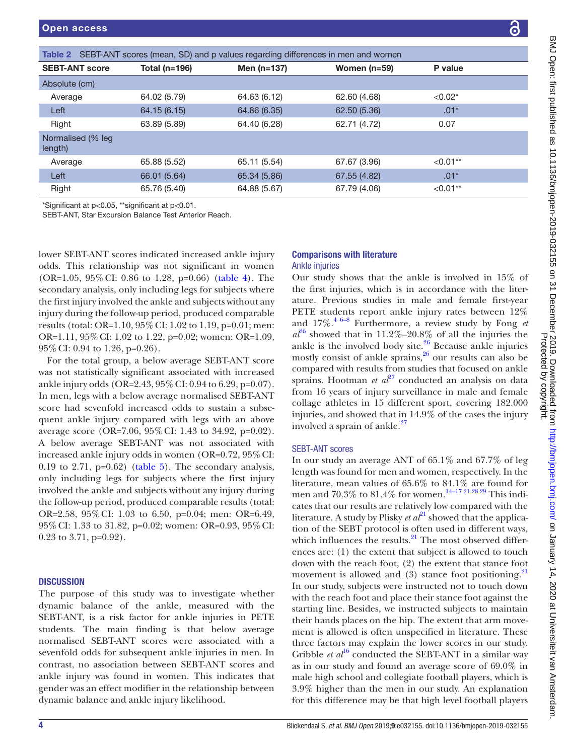Table 2 SEBT-ANT scores (mean, SD) and p values regarding differences in men and women

| SEBT-ANT score | Total (n=196) | Men (n=137) | Women (n=59) | P value |
|---|---|---|---|---|
| Absolute (cm) | | | | |
| Average | 64.02 (5.79) | 64.63 (6.12) | 62.60 (4.68) | <0.02* |
| Left | 64.15 (6.15) | 64.86 (6.35) | 62.50 (5.36) | .01* |
| Right | 63.89 (5.89) | 64.40 (6.28) | 62.71 (4.72) | 0.07 |
| Normalised (% leg length) | | | | |
| Average | 65.88 (5.52) | 65.11 (5.54) | 67.67 (3.96) | <0.01** |
| Left | 66.01 (5.64) | 65.34 (5.86) | 67.55 (4.82) | .01* |
| Right | 65.76 (5.40) | 64.88 (5.67) | 67.79 (4.06) | <0.01** |

*Significant at p<0.05, **significant at p<0.01.
SEBT-ANT, Star Excursion Balance Test Anterior Reach.

lower SEBT-ANT scores indicated increased ankle injury odds. This relationship was not significant in women (OR=1.05, 95% CI: 0.86 to 1.28, p=0.66) (table 4). The secondary analysis, only including legs for subjects where the first injury involved the ankle and subjects without any injury during the follow-up period, produced comparable results (total: OR=1.10, 95% CI: 1.02 to 1.19, p=0.01; men: OR=1.11, 95% CI: 1.02 to 1.22, p=0.02; women: OR=1.09, 95% CI: 0.94 to 1.26, p=0.26).

For the total group, a below average SEBT-ANT score was not statistically significant associated with increased ankle injury odds (OR=2.43, 95% CI: 0.94 to 6.29, p=0.07). In men, legs with a below average normalised SEBT-ANT score had sevenfold increased odds to sustain a subsequent ankle injury compared with legs with an above average score (OR=7.06, 95% CI: 1.43 to 34.92, p=0.02). A below average SEBT-ANT was not associated with increased ankle injury odds in women (OR=0.72, 95% CI: 0.19 to 2.71, p=0.62) (table 5). The secondary analysis, only including legs for subjects where the first injury involved the ankle and subjects without any injury during the follow-up period, produced comparable results (total: OR=2.58, 95% CI: 1.03 to 6.50, p=0.04; men: OR=6.49, 95% CI: 1.33 to 31.82, p=0.02; women: OR=0.93, 95% CI: 0.23 to 3.71, p=0.92).

## DISCUSSION

The purpose of this study was to investigate whether dynamic balance of the ankle, measured with the SEBT-ANT, is a risk factor for ankle injuries in PETE students. The main finding is that below average normalised SEBT-ANT scores were associated with a sevenfold odds for subsequent ankle injuries in men. In contrast, no association between SEBT-ANT scores and ankle injury was found in women. This indicates that gender was an effect modifier in the relationship between dynamic balance and ankle injury likelihood.

### Comparisons with literature

#### Ankle injuries

Our study shows that the ankle is involved in 15% of the first injuries, which is in accordance with the literature. Previous studies in male and female first-year PETE students report ankle injury rates between 12% and 17%.[4 6–8] Furthermore, a review study by Fong *et al*[26] showed that in 11.2%–20.8% of all the injuries the ankle is the involved body site.[26] Because ankle injuries mostly consist of ankle sprains,[26] our results can also be compared with results from studies that focused on ankle sprains. Hootman *et al*[27] conducted an analysis on data from 16 years of injury surveillance in male and female collage athletes in 15 different sport, covering 182.000 injuries, and showed that in 14.9% of the cases the injury involved a sprain of ankle.[27]

#### SEBT-ANT scores

In our study an average ANT of 65.1% and 67.7% of leg length was found for men and women, respectively. In the literature, mean values of 65.6% to 84.1% are found for men and 70.3% to 81.4% for women.[14–17 21 28 29] This indicates that our results are relatively low compared with the literature. A study by Plisky *et al*[21] showed that the application of the SEBT protocol is often used in different ways, which influences the results.[21] The most observed differences are: (1) the extent that subject is allowed to touch down with the reach foot, (2) the extent that stance foot movement is allowed and (3) stance foot positioning.[21] In our study, subjects were instructed not to touch down with the reach foot and place their stance foot against the starting line. Besides, we instructed subjects to maintain their hands places on the hip. The extent that arm movement is allowed is often unspecified in literature. These three factors may explain the lower scores in our study. Gribble *et al*[16] conducted the SEBT-ANT in a similar way as in our study and found an average score of 69.0% in male high school and collegiate football players, which is 3.9% higher than the men in our study. An explanation for this difference may be that high level football players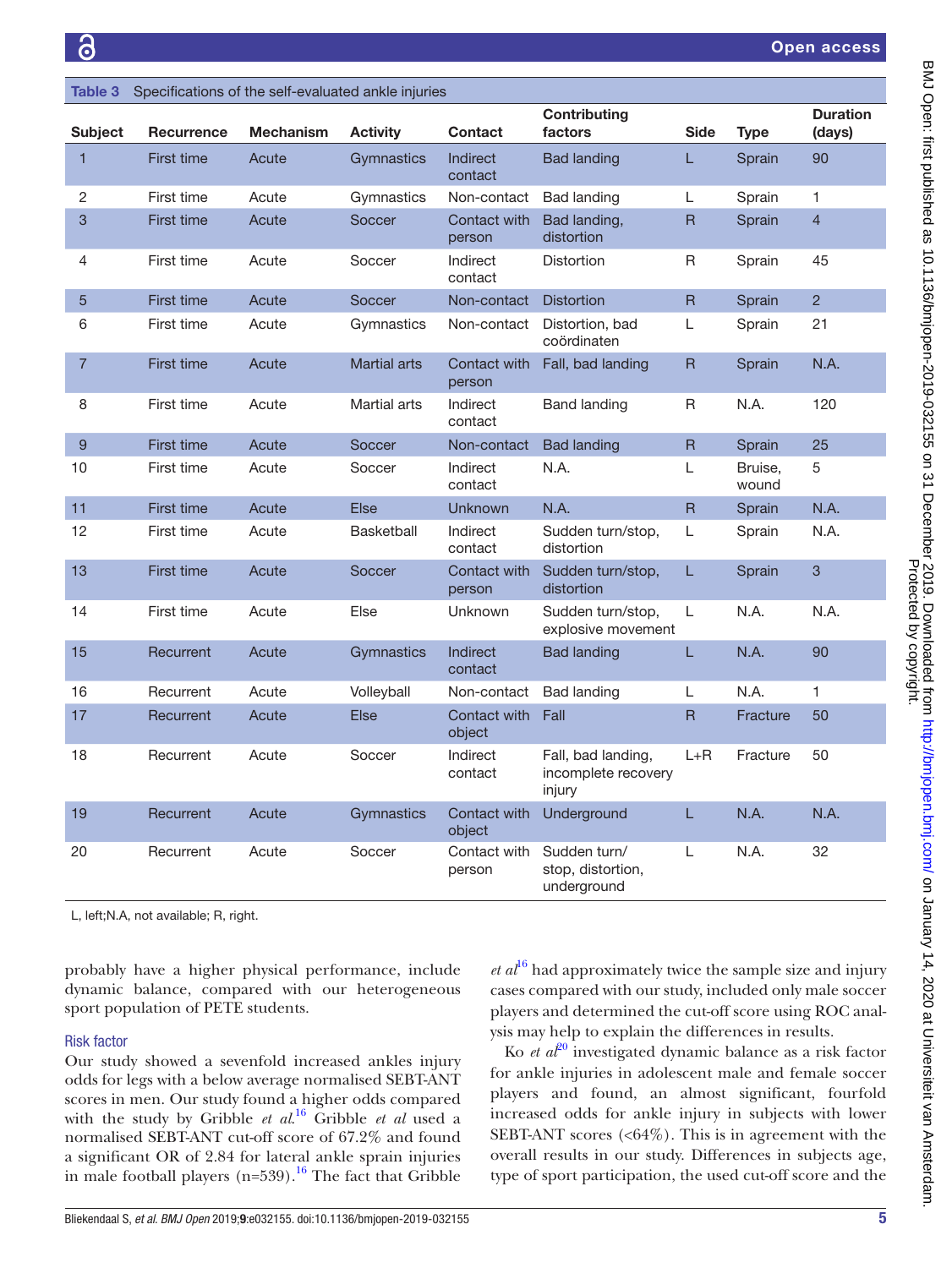**Table 3** Specifications of the self-evaluated ankle injuries

| Subject | Recurrence | Mechanism | Activity | Contact | Contributing factors | Side | Type | Duration (days) |
|---|---|---|---|---|---|---|---|---|
| 1 | First time | Acute | Gymnastics | Indirect contact | Bad landing | L | Sprain | 90 |
| 2 | First time | Acute | Gymnastics | Non-contact | Bad landing | L | Sprain | 1 |
| 3 | First time | Acute | Soccer | Contact with person | Bad landing, distortion | R | Sprain | 4 |
| 4 | First time | Acute | Soccer | Indirect contact | Distortion | R | Sprain | 45 |
| 5 | First time | Acute | Soccer | Non-contact | Distortion | R | Sprain | 2 |
| 6 | First time | Acute | Gymnastics | Non-contact | Distortion, bad coördinaten | L | Sprain | 21 |
| 7 | First time | Acute | Martial arts | Contact with person | Fall, bad landing | R | Sprain | N.A. |
| 8 | First time | Acute | Martial arts | Indirect contact | Band landing | R | N.A. | 120 |
| 9 | First time | Acute | Soccer | Non-contact | Bad landing | R | Sprain | 25 |
| 10 | First time | Acute | Soccer | Indirect contact | N.A. | L | Bruise, wound | 5 |
| 11 | First time | Acute | Else | Unknown | N.A. | R | Sprain | N.A. |
| 12 | First time | Acute | Basketball | Indirect contact | Sudden turn/stop, distortion | L | Sprain | N.A. |
| 13 | First time | Acute | Soccer | Contact with person | Sudden turn/stop, distortion | L | Sprain | 3 |
| 14 | First time | Acute | Else | Unknown | Sudden turn/stop, explosive movement | L | N.A. | N.A. |
| 15 | Recurrent | Acute | Gymnastics | Indirect contact | Bad landing | L | N.A. | 90 |
| 16 | Recurrent | Acute | Volleyball | Non-contact | Bad landing | L | N.A. | 1 |
| 17 | Recurrent | Acute | Else | Contact with object | Fall | R | Fracture | 50 |
| 18 | Recurrent | Acute | Soccer | Indirect contact | Fall, bad landing, incomplete recovery injury | L+R | Fracture | 50 |
| 19 | Recurrent | Acute | Gymnastics | Contact with object | Underground | L | N.A. | N.A. |
| 20 | Recurrent | Acute | Soccer | Contact with person | Sudden turn/stop, distortion, underground | L | N.A. | 32 |

L, left;N.A, not available; R, right.

probably have a higher physical performance, include dynamic balance, compared with our heterogeneous sport population of PETE students.

### Risk factor

Our study showed a sevenfold increased ankles injury odds for legs with a below average normalised SEBT-ANT scores in men. Our study found a higher odds compared with the study by Gribble *et al*.[16] Gribble *et al* used a normalised SEBT-ANT cut-off score of 67.2% and found a significant OR of 2.84 for lateral ankle sprain injuries in male football players (n=539).[16] The fact that Gribble *et al*[16] had approximately twice the sample size and injury cases compared with our study, included only male soccer players and determined the cut-off score using ROC analysis may help to explain the differences in results.

Ko *et al*[20] investigated dynamic balance as a risk factor for ankle injuries in adolescent male and female soccer players and found, an almost significant, fourfold increased odds for ankle injury in subjects with lower SEBT-ANT scores (<64%). This is in agreement with the overall results in our study. Differences in subjects age, type of sport participation, the used cut-off score and the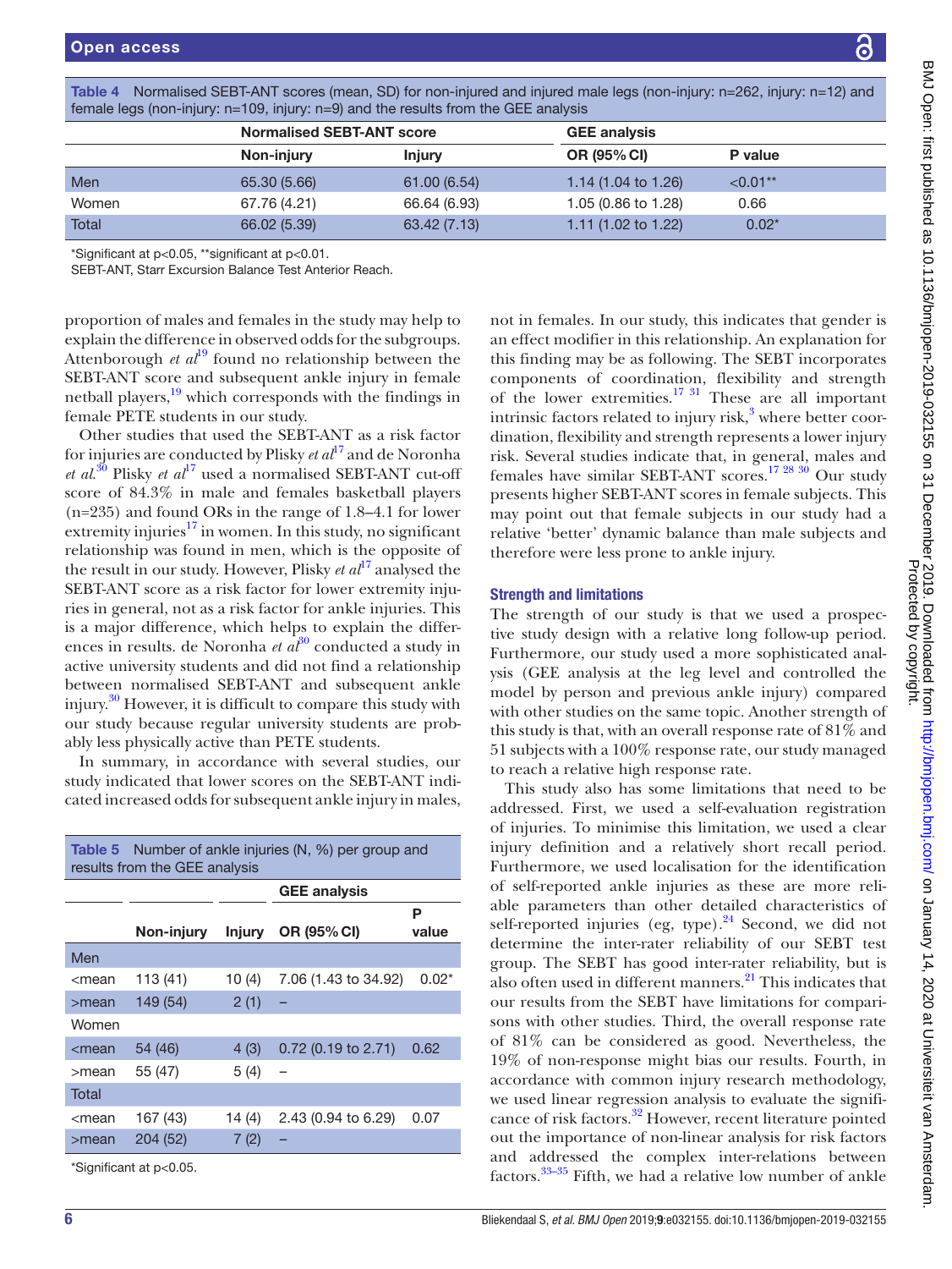Table 4 Normalised SEBT-ANT scores (mean, SD) for non-injured and injured male legs (non-injury: n=262, injury: n=12) and female legs (non-injury: n=109, injury: n=9) and the results from the GEE analysis

| | Normalised SEBT-ANT score | | GEE analysis | |
|---|---|---|---|---|
| | Non-injury | Injury | OR (95% CI) | P value |
| Men | 65.30 (5.66) | 61.00 (6.54) | 1.14 (1.04 to 1.26) | <0.01** |
| Women | 67.76 (4.21) | 66.64 (6.93) | 1.05 (0.86 to 1.28) | 0.66 |
| Total | 66.02 (5.39) | 63.42 (7.13) | 1.11 (1.02 to 1.22) | 0.02* |

*Significant at p<0.05, **significant at p<0.01.
SEBT-ANT, Starr Excursion Balance Test Anterior Reach.

proportion of males and females in the study may help to explain the difference in observed odds for the subgroups. Attenborough *et al*[19] found no relationship between the SEBT-ANT score and subsequent ankle injury in female netball players,[19] which corresponds with the findings in female PETE students in our study.

Other studies that used the SEBT-ANT as a risk factor for injuries are conducted by Plisky *et al*[17] and de Noronha *et al*.[30] Plisky *et al*[17] used a normalised SEBT-ANT cut-off score of 84.3% in male and females basketball players (n=235) and found ORs in the range of 1.8–4.1 for lower extremity injuries[17] in women. In this study, no significant relationship was found in men, which is the opposite of the result in our study. However, Plisky *et al*[17] analysed the SEBT-ANT score as a risk factor for lower extremity injuries in general, not as a risk factor for ankle injuries. This is a major difference, which helps to explain the differences in results. de Noronha *et al*[30] conducted a study in active university students and did not find a relationship between normalised SEBT-ANT and subsequent ankle injury.[30] However, it is difficult to compare this study with our study because regular university students are probably less physically active than PETE students.

In summary, in accordance with several studies, our study indicated that lower scores on the SEBT-ANT indicated increased odds for subsequent ankle injury in males, not in females. In our study, this indicates that gender is an effect modifier in this relationship. An explanation for this finding may be as following. The SEBT incorporates components of coordination, flexibility and strength of the lower extremities.[17 31] These are all important intrinsic factors related to injury risk,[3] where better coordination, flexibility and strength represents a lower injury risk. Several studies indicate that, in general, males and females have similar SEBT-ANT scores.[17 28 30] Our study presents higher SEBT-ANT scores in female subjects. This may point out that female subjects in our study had a relative 'better' dynamic balance than male subjects and therefore were less prone to ankle injury.

Table 5 Number of ankle injuries (N, %) per group and results from the GEE analysis

| | | | GEE analysis | |
|---|---|---|---|---|
| | Non-injury | Injury | OR (95% CI) | P value |
| Men | | | | |
| <mean | 113 (41) | 10 (4) | 7.06 (1.43 to 34.92) | 0.02* |
| >mean | 149 (54) | 2 (1) | – | |
| Women | | | | |
| <mean | 54 (46) | 4 (3) | 0.72 (0.19 to 2.71) | 0.62 |
| >mean | 55 (47) | 5 (4) | – | |
| Total | | | | |
| <mean | 167 (43) | 14 (4) | 2.43 (0.94 to 6.29) | 0.07 |
| >mean | 204 (52) | 7 (2) | – | |

*Significant at p<0.05.

## Strength and limitations

The strength of our study is that we used a prospective study design with a relative long follow-up period. Furthermore, our study used a more sophisticated analysis (GEE analysis at the leg level and controlled the model by person and previous ankle injury) compared with other studies on the same topic. Another strength of this study is that, with an overall response rate of 81% and 51 subjects with a 100% response rate, our study managed to reach a relative high response rate.

This study also has some limitations that need to be addressed. First, we used a self-evaluation registration of injuries. To minimise this limitation, we used a clear injury definition and a relatively short recall period. Furthermore, we used localisation for the identification of self-reported ankle injuries as these are more reliable parameters than other detailed characteristics of self-reported injuries (eg, type).[24] Second, we did not determine the inter-rater reliability of our SEBT test group. The SEBT has good inter-rater reliability, but is also often used in different manners.[21] This indicates that our results from the SEBT have limitations for comparisons with other studies. Third, the overall response rate of 81% can be considered as good. Nevertheless, the 19% of non-response might bias our results. Fourth, in accordance with common injury research methodology, we used linear regression analysis to evaluate the significance of risk factors.[32] However, recent literature pointed out the importance of non-linear analysis for risk factors and addressed the complex inter-relations between factors.[33–35] Fifth, we had a relative low number of ankle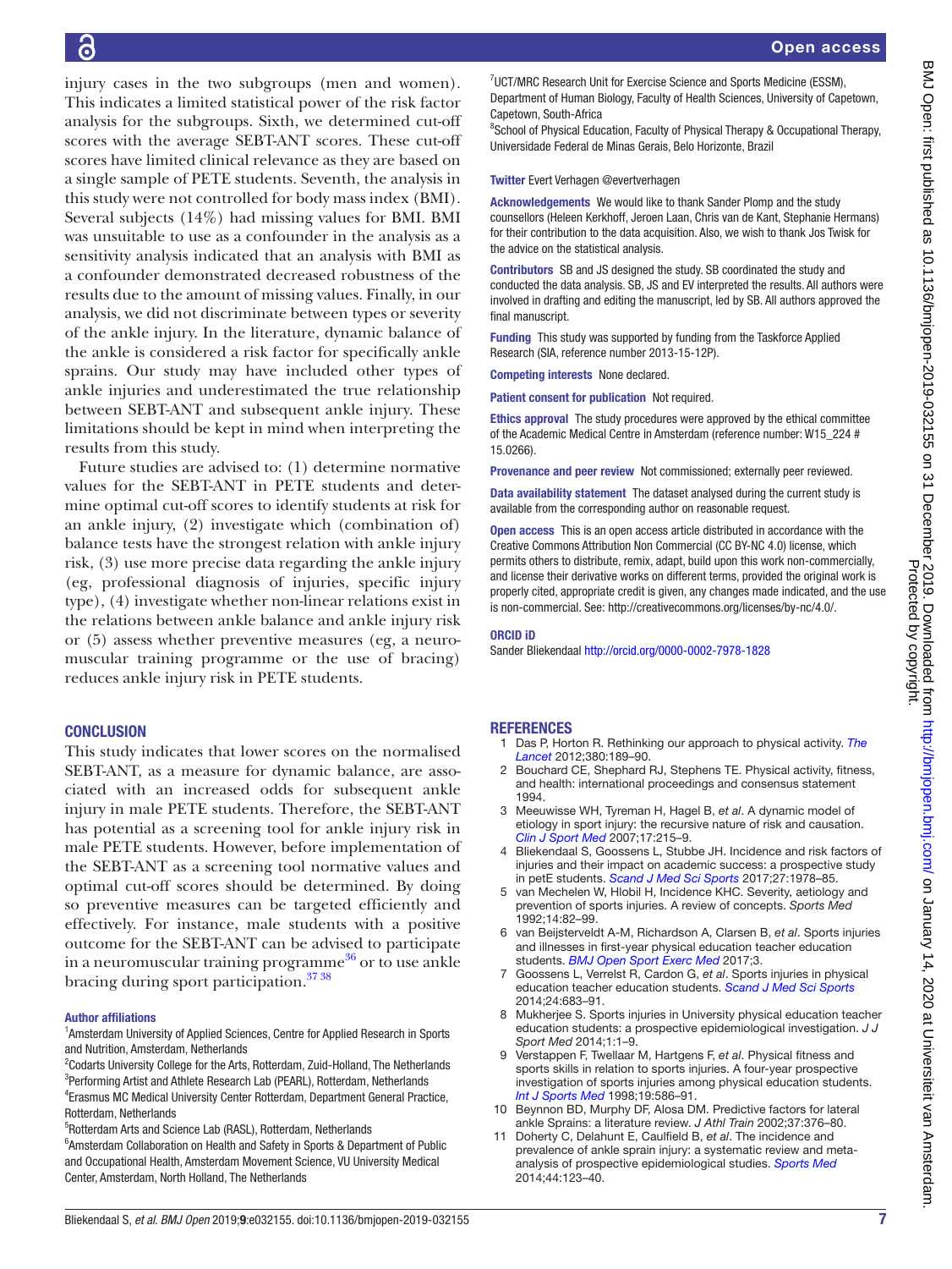injury cases in the two subgroups (men and women). This indicates a limited statistical power of the risk factor analysis for the subgroups. Sixth, we determined cut-off scores with the average SEBT-ANT scores. These cut-off scores have limited clinical relevance as they are based on a single sample of PETE students. Seventh, the analysis in this study were not controlled for body mass index (BMI). Several subjects (14%) had missing values for BMI. BMI was unsuitable to use as a confounder in the analysis as a sensitivity analysis indicated that an analysis with BMI as a confounder demonstrated decreased robustness of the results due to the amount of missing values. Finally, in our analysis, we did not discriminate between types or severity of the ankle injury. In the literature, dynamic balance of the ankle is considered a risk factor for specifically ankle sprains. Our study may have included other types of ankle injuries and underestimated the true relationship between SEBT-ANT and subsequent ankle injury. These limitations should be kept in mind when interpreting the results from this study.

Future studies are advised to: (1) determine normative values for the SEBT-ANT in PETE students and determine optimal cut-off scores to identify students at risk for an ankle injury, (2) investigate which (combination of) balance tests have the strongest relation with ankle injury risk, (3) use more precise data regarding the ankle injury (eg, professional diagnosis of injuries, specific injury type), (4) investigate whether non-linear relations exist in the relations between ankle balance and ankle injury risk or (5) assess whether preventive measures (eg, a neuromuscular training programme or the use of bracing) reduces ankle injury risk in PETE students.

## CONCLUSION

This study indicates that lower scores on the normalised SEBT-ANT, as a measure for dynamic balance, are associated with an increased odds for subsequent ankle injury in male PETE students. Therefore, the SEBT-ANT has potential as a screening tool for ankle injury risk in male PETE students. However, before implementation of the SEBT-ANT as a screening tool normative values and optimal cut-off scores should be determined. By doing so preventive measures can be targeted efficiently and effectively. For instance, male students with a positive outcome for the SEBT-ANT can be advised to participate in a neuromuscular training programme[36] or to use ankle bracing during sport participation.[37 38]

**Author affiliations**

[1]Amsterdam University of Applied Sciences, Centre for Applied Research in Sports and Nutrition, Amsterdam, Netherlands
[2]Codarts University College for the Arts, Rotterdam, Zuid-Holland, The Netherlands
[3]Performing Artist and Athlete Research Lab (PEARL), Rotterdam, Netherlands
[4]Erasmus MC Medical University Center Rotterdam, Department General Practice, Rotterdam, Netherlands
[5]Rotterdam Arts and Science Lab (RASL), Rotterdam, Netherlands
[6]Amsterdam Collaboration on Health and Safety in Sports & Department of Public and Occupational Health, Amsterdam Movement Science, VU University Medical Center, Amsterdam, North Holland, The Netherlands
[7]UCT/MRC Research Unit for Exercise Science and Sports Medicine (ESSM), Department of Human Biology, Faculty of Health Sciences, University of Capetown, Capetown, South-Africa
[8]School of Physical Education, Faculty of Physical Therapy & Occupational Therapy, Universidade Federal de Minas Gerais, Belo Horizonte, Brazil

**Twitter** Evert Verhagen @evertverhagen

**Acknowledgements** We would like to thank Sander Plomp and the study counsellors (Heleen Kerkhoff, Jeroen Laan, Chris van de Kant, Stephanie Hermans) for their contribution to the data acquisition. Also, we wish to thank Jos Twisk for the advice on the statistical analysis.

**Contributors** SB and JS designed the study. SB coordinated the study and conducted the data analysis. SB, JS and EV interpreted the results. All authors were involved in drafting and editing the manuscript, led by SB. All authors approved the final manuscript.

**Funding** This study was supported by funding from the Taskforce Applied Research (SIA, reference number 2013-15-12P).

**Competing interests** None declared.

**Patient consent for publication** Not required.

**Ethics approval** The study procedures were approved by the ethical committee of the Academic Medical Centre in Amsterdam (reference number: W15_224 # 15.0266).

**Provenance and peer review** Not commissioned; externally peer reviewed.

**Data availability statement** The dataset analysed during the current study is available from the corresponding author on reasonable request.

**Open access** This is an open access article distributed in accordance with the Creative Commons Attribution Non Commercial (CC BY-NC 4.0) license, which permits others to distribute, remix, adapt, build upon this work non-commercially, and license their derivative works on different terms, provided the original work is properly cited, appropriate credit is given, any changes made indicated, and the use is non-commercial. See: http://creativecommons.org/licenses/by-nc/4.0/.

**ORCID iD**

Sander Bliekendaal http://orcid.org/0000-0002-7978-1828

## REFERENCES

1. Das P, Horton R. Rethinking our approach to physical activity. *The Lancet* 2012;380:189–90.
2. Bouchard CE, Shephard RJ, Stephens TE. Physical activity, fitness, and health: international proceedings and consensus statement 1994.
3. Meeuwisse WH, Tyreman H, Hagel B, *et al*. A dynamic model of etiology in sport injury: the recursive nature of risk and causation. *Clin J Sport Med* 2007;17:215–9.
4. Bliekendaal S, Goossens L, Stubbe JH. Incidence and risk factors of injuries and their impact on academic success: a prospective study in petE students. *Scand J Med Sci Sports* 2017;27:1978–85.
5. van Mechelen W, Hlobil H, Incidence KHC. Severity, aetiology and prevention of sports injuries. A review of concepts. *Sports Med* 1992;14:82–99.
6. van Beijsterveldt A-M, Richardson A, Clarsen B, *et al*. Sports injuries and illnesses in first-year physical education teacher education students. *BMJ Open Sport Exerc Med* 2017;3.
7. Goossens L, Verrelst R, Cardon G, *et al*. Sports injuries in physical education teacher education students. *Scand J Med Sci Sports* 2014;24:683–91.
8. Mukherjee S. Sports injuries in University physical education teacher education students: a prospective epidemiological investigation. *J J Sport Med* 2014;1:1–9.
9. Verstappen F, Twellaar M, Hartgens F, *et al*. Physical fitness and sports skills in relation to sports injuries. A four-year prospective investigation of sports injuries among physical education students. *Int J Sports Med* 1998;19:586–91.
10. Beynnon BD, Murphy DF, Alosa DM. Predictive factors for lateral ankle Sprains: a literature review. *J Athl Train* 2002;37:376–80.
11. Doherty C, Delahunt E, Caulfield B, *et al*. The incidence and prevalence of ankle sprain injury: a systematic review and meta-analysis of prospective epidemiological studies. *Sports Med* 2014;44:123–40.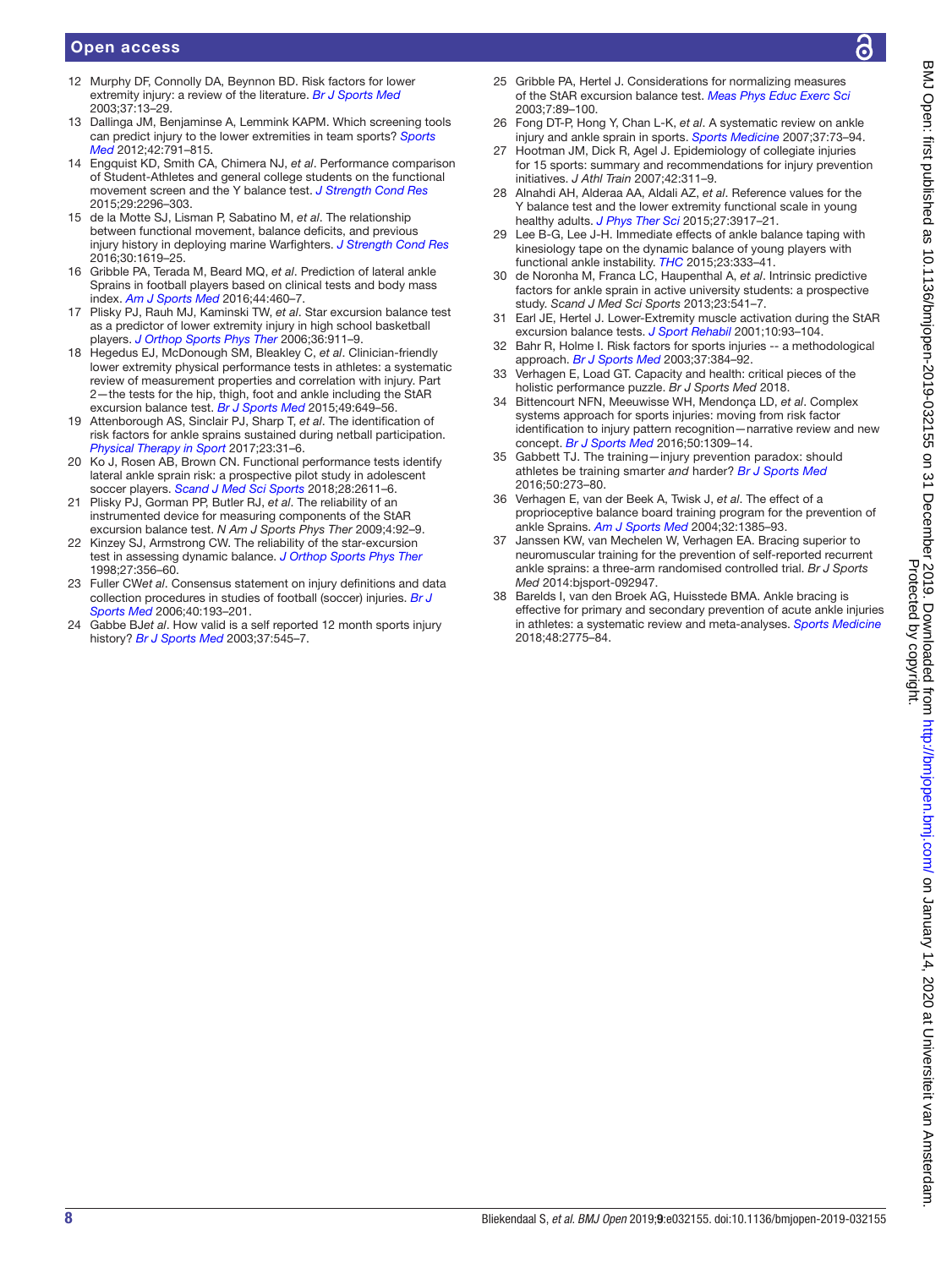12 Murphy DF, Connolly DA, Beynnon BD. Risk factors for lower extremity injury: a review of the literature. *Br J Sports Med* 2003;37:13–29.

13 Dallinga JM, Benjaminse A, Lemmink KAPM. Which screening tools can predict injury to the lower extremities in team sports? *Sports Med* 2012;42:791–815.

14 Engquist KD, Smith CA, Chimera NJ, *et al*. Performance comparison of Student-Athletes and general college students on the functional movement screen and the Y balance test. *J Strength Cond Res* 2015;29:2296–303.

15 de la Motte SJ, Lisman P, Sabatino M, *et al*. The relationship between functional movement, balance deficits, and previous injury history in deploying marine Warfighters. *J Strength Cond Res* 2016;30:1619–25.

16 Gribble PA, Terada M, Beard MQ, *et al*. Prediction of lateral ankle Sprains in football players based on clinical tests and body mass index. *Am J Sports Med* 2016;44:460–7.

17 Plisky PJ, Rauh MJ, Kaminski TW, *et al*. Star excursion balance test as a predictor of lower extremity injury in high school basketball players. *J Orthop Sports Phys Ther* 2006;36:911–9.

18 Hegedus EJ, McDonough SM, Bleakley C, *et al*. Clinician-friendly lower extremity physical performance tests in athletes: a systematic review of measurement properties and correlation with injury. Part 2—the tests for the hip, thigh, foot and ankle including the StAR excursion balance test. *Br J Sports Med* 2015;49:649–56.

19 Attenborough AS, Sinclair PJ, Sharp T, *et al*. The identification of risk factors for ankle sprains sustained during netball participation. *Physical Therapy in Sport* 2017;23:31–6.

20 Ko J, Rosen AB, Brown CN. Functional performance tests identify lateral ankle sprain risk: a prospective pilot study in adolescent soccer players. *Scand J Med Sci Sports* 2018;28:2611–6.

21 Plisky PJ, Gorman PP, Butler RJ, *et al*. The reliability of an instrumented device for measuring components of the StAR excursion balance test. *N Am J Sports Phys Ther* 2009;4:92–9.

22 Kinzey SJ, Armstrong CW. The reliability of the star-excursion test in assessing dynamic balance. *J Orthop Sports Phys Ther* 1998;27:356–60.

23 Fuller CW*et al*. Consensus statement on injury definitions and data collection procedures in studies of football (soccer) injuries. *Br J Sports Med* 2006;40:193–201.

24 Gabbe BJ*et al*. How valid is a self reported 12 month sports injury history? *Br J Sports Med* 2003;37:545–7.

25 Gribble PA, Hertel J. Considerations for normalizing measures of the StAR excursion balance test. *Meas Phys Educ Exerc Sci* 2003;7:89–100.

26 Fong DT-P, Hong Y, Chan L-K, *et al*. A systematic review on ankle injury and ankle sprain in sports. *Sports Medicine* 2007;37:73–94.

27 Hootman JM, Dick R, Agel J. Epidemiology of collegiate injuries for 15 sports: summary and recommendations for injury prevention initiatives. *J Athl Train* 2007;42:311–9.

28 Alnahdi AH, Alderaa AA, Aldali AZ, *et al*. Reference values for the Y balance test and the lower extremity functional scale in young healthy adults. *J Phys Ther Sci* 2015;27:3917–21.

29 Lee B-G, Lee J-H. Immediate effects of ankle balance taping with kinesiology tape on the dynamic balance of young players with functional ankle instability. *THC* 2015;23:333–41.

30 de Noronha M, Franca LC, Haupenthal A, *et al*. Intrinsic predictive factors for ankle sprain in active university students: a prospective study. *Scand J Med Sci Sports* 2013;23:541–7.

31 Earl JE, Hertel J. Lower-Extremity muscle activation during the StAR excursion balance tests. *J Sport Rehabil* 2001;10:93–104.

32 Bahr R, Holme I. Risk factors for sports injuries -- a methodological approach. *Br J Sports Med* 2003;37:384–92.

33 Verhagen E, Load GT. Capacity and health: critical pieces of the holistic performance puzzle. *Br J Sports Med* 2018.

34 Bittencourt NFN, Meeuwisse WH, Mendonça LD, *et al*. Complex systems approach for sports injuries: moving from risk factor identification to injury pattern recognition—narrative review and new concept. *Br J Sports Med* 2016;50:1309–14.

35 Gabbett TJ. The training—injury prevention paradox: should athletes be training smarter *and* harder? *Br J Sports Med* 2016;50:273–80.

36 Verhagen E, van der Beek A, Twisk J, *et al*. The effect of a proprioceptive balance board training program for the prevention of ankle Sprains. *Am J Sports Med* 2004;32:1385–93.

37 Janssen KW, van Mechelen W, Verhagen EA. Bracing superior to neuromuscular training for the prevention of self-reported recurrent ankle sprains: a three-arm randomised controlled trial. *Br J Sports Med* 2014:bjsport-092947.

38 Barelds I, van den Broek AG, Huisstede BMA. Ankle bracing is effective for primary and secondary prevention of acute ankle injuries in athletes: a systematic review and meta-analyses. *Sports Medicine* 2018;48:2775–84.